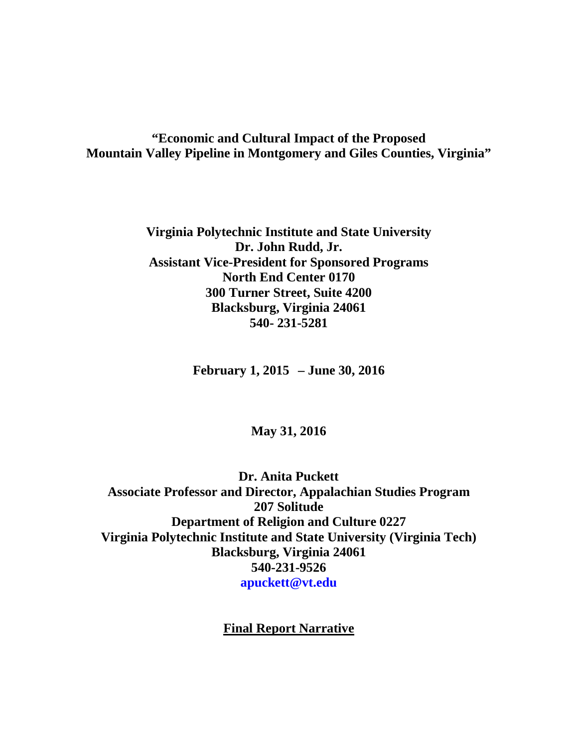# "Economic and Cultural Impact of the Proposed Mountain Valley Pipeline in Montgomery and Giles Counties, Virginia"

**Virginia Polytechnic Institute and State University**
**Dr. John Rudd, Jr.**
**Assistant Vice-President for Sponsored Programs**
**North End Center 0170**
**300 Turner Street, Suite 4200**
**Blacksburg, Virginia 24061**
**540- 231-5281**

**February 1, 2015 – June 30, 2016**

**May 31, 2016**

**Dr. Anita Puckett**
**Associate Professor and Director, Appalachian Studies Program**
**207 Solitude**
**Department of Religion and Culture 0227**
**Virginia Polytechnic Institute and State University (Virginia Tech)**
**Blacksburg, Virginia 24061**
**540-231-9526**
**apuckett@vt.edu**

## Final Report Narrative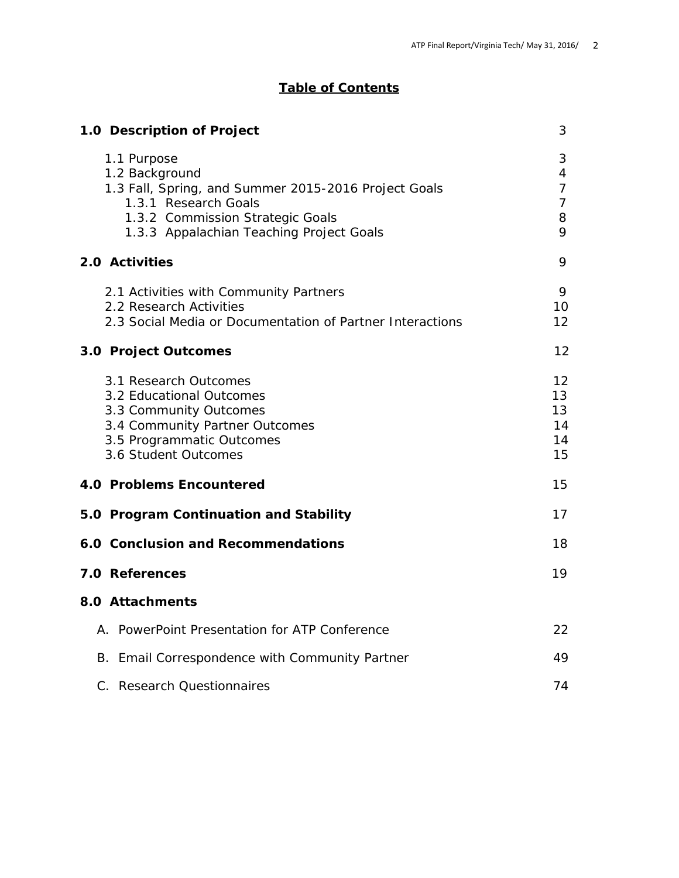# Table of Contents

| | |
|---|---|
| **1.0 Description of Project** | 3 |
| 1.1 Purpose | 3 |
| 1.2 Background | 4 |
| 1.3 Fall, Spring, and Summer 2015-2016 Project Goals | 7 |
| 1.3.1 Research Goals | 7 |
| 1.3.2 Commission Strategic Goals | 8 |
| 1.3.3 Appalachian Teaching Project Goals | 9 |
| **2.0 Activities** | 9 |
| 2.1 Activities with Community Partners | 9 |
| 2.2 Research Activities | 10 |
| 2.3 Social Media or Documentation of Partner Interactions | 12 |
| **3.0 Project Outcomes** | 12 |
| 3.1 Research Outcomes | 12 |
| 3.2 Educational Outcomes | 13 |
| 3.3 Community Outcomes | 13 |
| 3.4 Community Partner Outcomes | 14 |
| 3.5 Programmatic Outcomes | 14 |
| 3.6 Student Outcomes | 15 |
| **4.0 Problems Encountered** | 15 |
| **5.0 Program Continuation and Stability** | 17 |
| **6.0 Conclusion and Recommendations** | 18 |
| **7.0 References** | 19 |
| **8.0 Attachments** | |
| A. PowerPoint Presentation for ATP Conference | 22 |
| B. Email Correspondence with Community Partner | 49 |
| C. Research Questionnaires | 74 |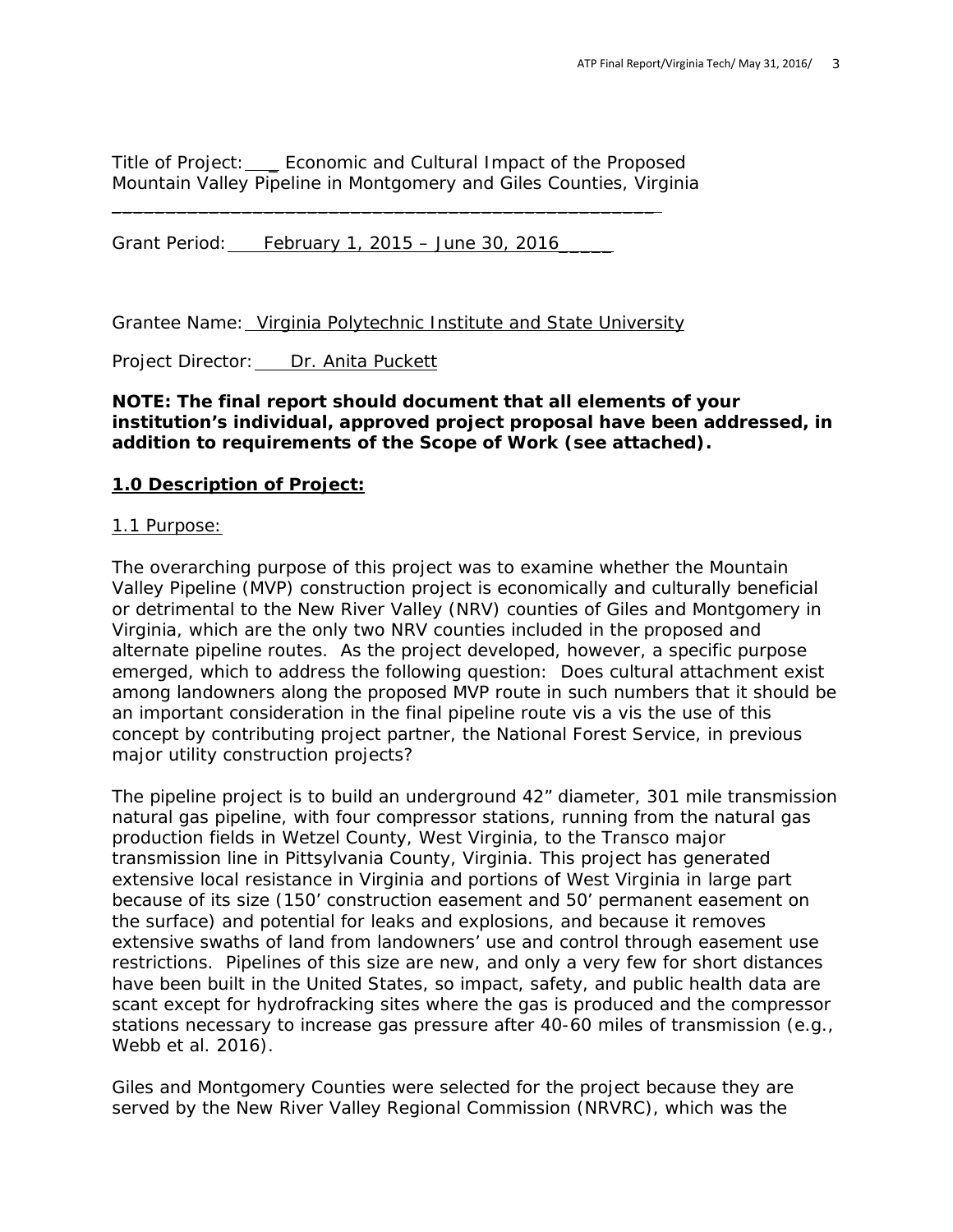Title of Project: Economic and Cultural Impact of the Proposed Mountain Valley Pipeline in Montgomery and Giles Counties, Virginia

Grant Period: February 1, 2015 – June 30, 2016

Grantee Name: Virginia Polytechnic Institute and State University

Project Director: Dr. Anita Puckett

**NOTE: The final report should document that all elements of your institution's individual, approved project proposal have been addressed, in addition to requirements of the Scope of Work (see attached).**

## 1.0 Description of Project:

### 1.1 Purpose:

The overarching purpose of this project was to examine whether the Mountain Valley Pipeline (MVP) construction project is economically and culturally beneficial or detrimental to the New River Valley (NRV) counties of Giles and Montgomery in Virginia, which are the only two NRV counties included in the proposed and alternate pipeline routes. As the project developed, however, a specific purpose emerged, which to address the following question: Does cultural attachment exist among landowners along the proposed MVP route in such numbers that it should be an important consideration in the final pipeline route vis a vis the use of this concept by contributing project partner, the National Forest Service, in previous major utility construction projects?

The pipeline project is to build an underground 42" diameter, 301 mile transmission natural gas pipeline, with four compressor stations, running from the natural gas production fields in Wetzel County, West Virginia, to the Transco major transmission line in Pittsylvania County, Virginia. This project has generated extensive local resistance in Virginia and portions of West Virginia in large part because of its size (150' construction easement and 50' permanent easement on the surface) and potential for leaks and explosions, and because it removes extensive swaths of land from landowners' use and control through easement use restrictions. Pipelines of this size are new, and only a very few for short distances have been built in the United States, so impact, safety, and public health data are scant except for hydrofracking sites where the gas is produced and the compressor stations necessary to increase gas pressure after 40-60 miles of transmission (e.g., Webb et al. 2016).

Giles and Montgomery Counties were selected for the project because they are served by the New River Valley Regional Commission (NRVRC), which was the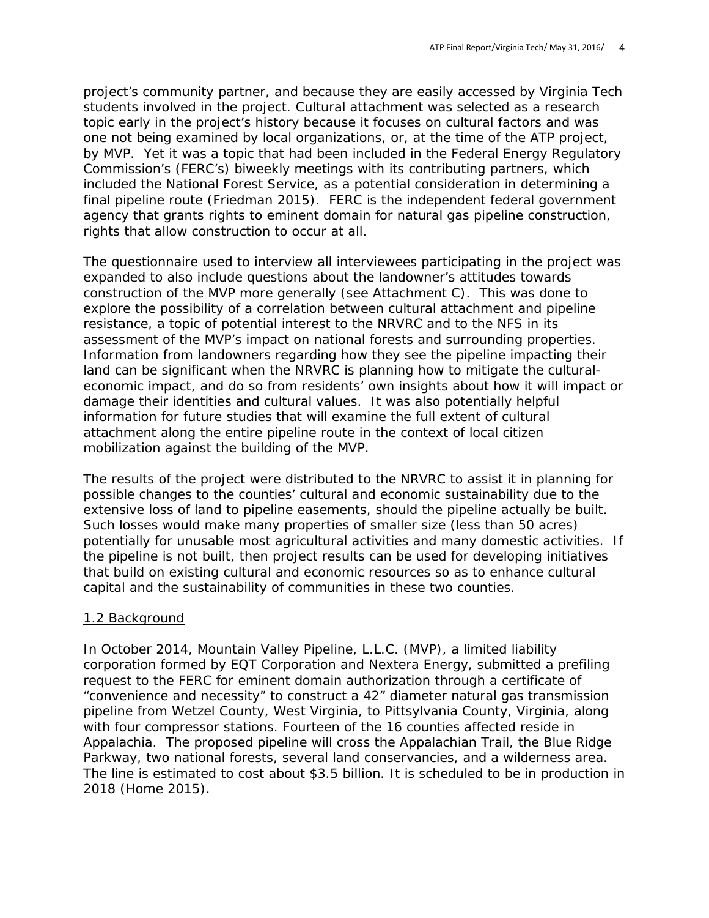project's community partner, and because they are easily accessed by Virginia Tech students involved in the project. Cultural attachment was selected as a research topic early in the project's history because it focuses on cultural factors and was one not being examined by local organizations, or, at the time of the ATP project, by MVP. Yet it was a topic that had been included in the Federal Energy Regulatory Commission's (FERC's) biweekly meetings with its contributing partners, which included the National Forest Service, as a potential consideration in determining a final pipeline route (Friedman 2015). FERC is the independent federal government agency that grants rights to eminent domain for natural gas pipeline construction, rights that allow construction to occur at all.

The questionnaire used to interview all interviewees participating in the project was expanded to also include questions about the landowner's attitudes towards construction of the MVP more generally (see Attachment C). This was done to explore the possibility of a correlation between cultural attachment and pipeline resistance, a topic of potential interest to the NRVRC and to the NFS in its assessment of the MVP's impact on national forests and surrounding properties. Information from landowners regarding how they see the pipeline impacting their land can be significant when the NRVRC is planning how to mitigate the cultural-economic impact, and do so from residents' own insights about how it will impact or damage their identities and cultural values. It was also potentially helpful information for future studies that will examine the full extent of cultural attachment along the entire pipeline route in the context of local citizen mobilization against the building of the MVP.

The results of the project were distributed to the NRVRC to assist it in planning for possible changes to the counties' cultural and economic sustainability due to the extensive loss of land to pipeline easements, should the pipeline actually be built. Such losses would make many properties of smaller size (less than 50 acres) potentially for unusable most agricultural activities and many domestic activities. If the pipeline is not built, then project results can be used for developing initiatives that build on existing cultural and economic resources so as to enhance cultural capital and the sustainability of communities in these two counties.

<u>1.2 Background</u>

In October 2014, Mountain Valley Pipeline, L.L.C. (MVP), a limited liability corporation formed by EQT Corporation and Nextera Energy, submitted a prefiling request to the FERC for eminent domain authorization through a certificate of "convenience and necessity" to construct a 42" diameter natural gas transmission pipeline from Wetzel County, West Virginia, to Pittsylvania County, Virginia, along with four compressor stations. Fourteen of the 16 counties affected reside in Appalachia. The proposed pipeline will cross the Appalachian Trail, the Blue Ridge Parkway, two national forests, several land conservancies, and a wilderness area. The line is estimated to cost about $3.5 billion. It is scheduled to be in production in 2018 (Home 2015).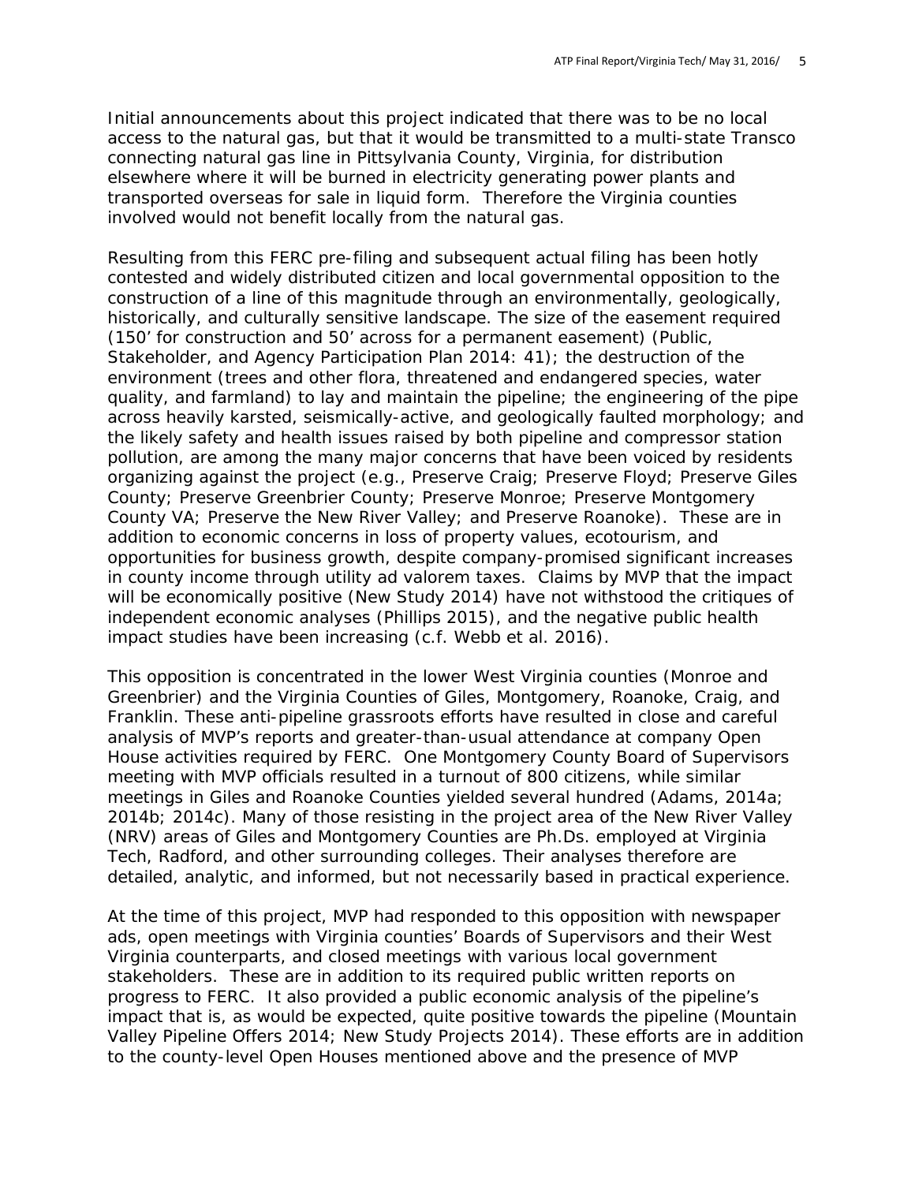Initial announcements about this project indicated that there was to be no local access to the natural gas, but that it would be transmitted to a multi-state Transco connecting natural gas line in Pittsylvania County, Virginia, for distribution elsewhere where it will be burned in electricity generating power plants and transported overseas for sale in liquid form. Therefore the Virginia counties involved would not benefit locally from the natural gas.

Resulting from this FERC pre-filing and subsequent actual filing has been hotly contested and widely distributed citizen and local governmental opposition to the construction of a line of this magnitude through an environmentally, geologically, historically, and culturally sensitive landscape. The size of the easement required (150' for construction and 50' across for a permanent easement) (Public, Stakeholder, and Agency Participation Plan 2014: 41); the destruction of the environment (trees and other flora, threatened and endangered species, water quality, and farmland) to lay and maintain the pipeline; the engineering of the pipe across heavily karsted, seismically-active, and geologically faulted morphology; and the likely safety and health issues raised by both pipeline and compressor station pollution, are among the many major concerns that have been voiced by residents organizing against the project (e.g., Preserve Craig; Preserve Floyd; Preserve Giles County; Preserve Greenbrier County; Preserve Monroe; Preserve Montgomery County VA; Preserve the New River Valley; and Preserve Roanoke). These are in addition to economic concerns in loss of property values, ecotourism, and opportunities for business growth, despite company-promised significant increases in county income through utility ad valorem taxes. Claims by MVP that the impact will be economically positive (New Study 2014) have not withstood the critiques of independent economic analyses (Phillips 2015), and the negative public health impact studies have been increasing (c.f. Webb et al. 2016).

This opposition is concentrated in the lower West Virginia counties (Monroe and Greenbrier) and the Virginia Counties of Giles, Montgomery, Roanoke, Craig, and Franklin. These anti-pipeline grassroots efforts have resulted in close and careful analysis of MVP's reports and greater-than-usual attendance at company Open House activities required by FERC. One Montgomery County Board of Supervisors meeting with MVP officials resulted in a turnout of 800 citizens, while similar meetings in Giles and Roanoke Counties yielded several hundred (Adams, 2014a; 2014b; 2014c). Many of those resisting in the project area of the New River Valley (NRV) areas of Giles and Montgomery Counties are Ph.Ds. employed at Virginia Tech, Radford, and other surrounding colleges. Their analyses therefore are detailed, analytic, and informed, but not necessarily based in practical experience.

At the time of this project, MVP had responded to this opposition with newspaper ads, open meetings with Virginia counties' Boards of Supervisors and their West Virginia counterparts, and closed meetings with various local government stakeholders. These are in addition to its required public written reports on progress to FERC. It also provided a public economic analysis of the pipeline's impact that is, as would be expected, quite positive towards the pipeline (Mountain Valley Pipeline Offers 2014; New Study Projects 2014). These efforts are in addition to the county-level Open Houses mentioned above and the presence of MVP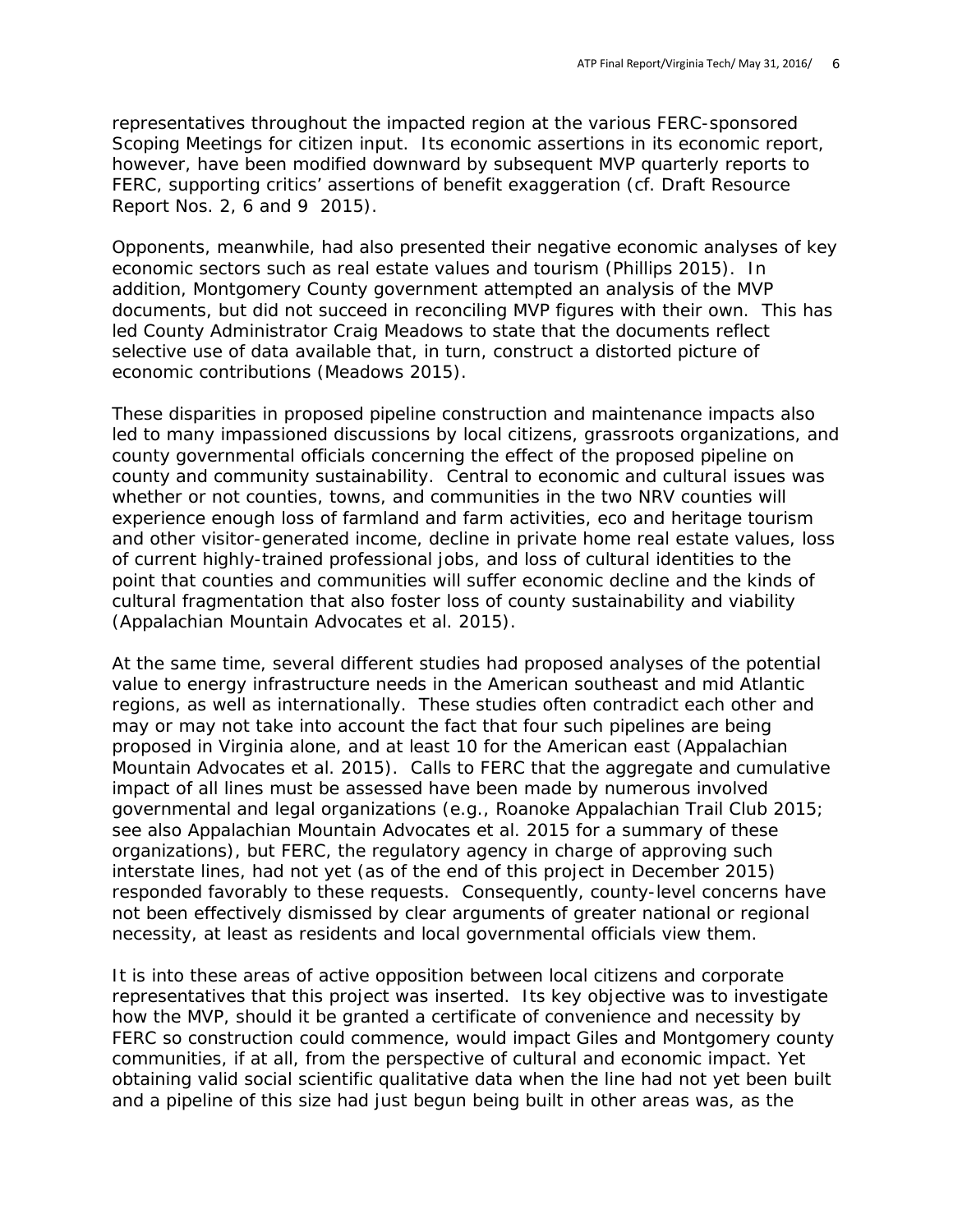representatives throughout the impacted region at the various FERC-sponsored Scoping Meetings for citizen input. Its economic assertions in its economic report, however, have been modified downward by subsequent MVP quarterly reports to FERC, supporting critics' assertions of benefit exaggeration (cf. Draft Resource Report Nos. 2, 6 and 9 2015).

Opponents, meanwhile, had also presented their negative economic analyses of key economic sectors such as real estate values and tourism (Phillips 2015). In addition, Montgomery County government attempted an analysis of the MVP documents, but did not succeed in reconciling MVP figures with their own. This has led County Administrator Craig Meadows to state that the documents reflect selective use of data available that, in turn, construct a distorted picture of economic contributions (Meadows 2015).

These disparities in proposed pipeline construction and maintenance impacts also led to many impassioned discussions by local citizens, grassroots organizations, and county governmental officials concerning the effect of the proposed pipeline on county and community sustainability. Central to economic and cultural issues was whether or not counties, towns, and communities in the two NRV counties will experience enough loss of farmland and farm activities, eco and heritage tourism and other visitor-generated income, decline in private home real estate values, loss of current highly-trained professional jobs, and loss of cultural identities to the point that counties and communities will suffer economic decline and the kinds of cultural fragmentation that also foster loss of county sustainability and viability (Appalachian Mountain Advocates et al. 2015).

At the same time, several different studies had proposed analyses of the potential value to energy infrastructure needs in the American southeast and mid Atlantic regions, as well as internationally. These studies often contradict each other and may or may not take into account the fact that four such pipelines are being proposed in Virginia alone, and at least 10 for the American east (Appalachian Mountain Advocates et al. 2015). Calls to FERC that the aggregate and cumulative impact of all lines must be assessed have been made by numerous involved governmental and legal organizations (e.g., Roanoke Appalachian Trail Club 2015; see also Appalachian Mountain Advocates et al. 2015 for a summary of these organizations), but FERC, the regulatory agency in charge of approving such interstate lines, had not yet (as of the end of this project in December 2015) responded favorably to these requests. Consequently, county-level concerns have not been effectively dismissed by clear arguments of greater national or regional necessity, at least as residents and local governmental officials view them.

It is into these areas of active opposition between local citizens and corporate representatives that this project was inserted. Its key objective was to investigate how the MVP, should it be granted a certificate of convenience and necessity by FERC so construction could commence, would impact Giles and Montgomery county communities, if at all, from the perspective of cultural and economic impact. Yet obtaining valid social scientific qualitative data when the line had not yet been built and a pipeline of this size had just begun being built in other areas was, as the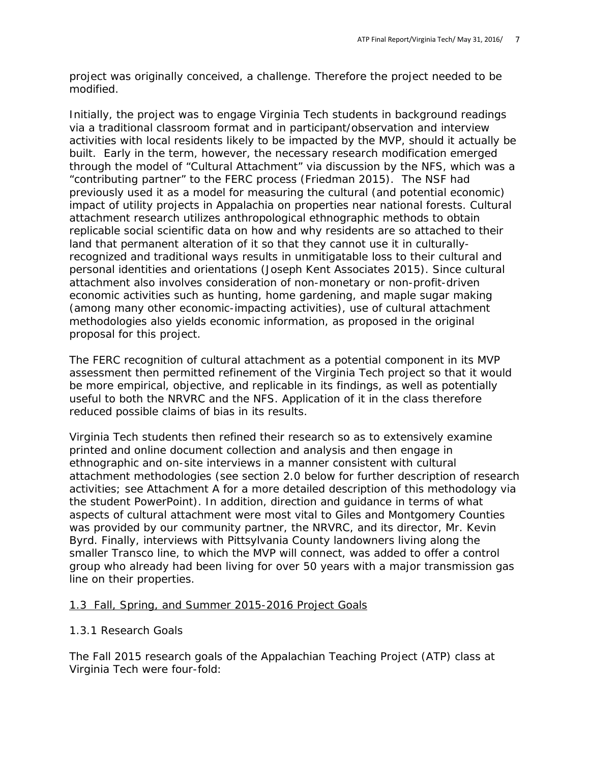project was originally conceived, a challenge. Therefore the project needed to be modified.

Initially, the project was to engage Virginia Tech students in background readings via a traditional classroom format and in participant/observation and interview activities with local residents likely to be impacted by the MVP, should it actually be built. Early in the term, however, the necessary research modification emerged through the model of "Cultural Attachment" via discussion by the NFS, which was a "contributing partner" to the FERC process (Friedman 2015). The NSF had previously used it as a model for measuring the cultural (and potential economic) impact of utility projects in Appalachia on properties near national forests. Cultural attachment research utilizes anthropological ethnographic methods to obtain replicable social scientific data on how and why residents are so attached to their land that permanent alteration of it so that they cannot use it in culturally-recognized and traditional ways results in unmitigatable loss to their cultural and personal identities and orientations (Joseph Kent Associates 2015). Since cultural attachment also involves consideration of non-monetary or non-profit-driven economic activities such as hunting, home gardening, and maple sugar making (among many other economic-impacting activities), use of cultural attachment methodologies also yields economic information, as proposed in the original proposal for this project.

The FERC recognition of cultural attachment as a potential component in its MVP assessment then permitted refinement of the Virginia Tech project so that it would be more empirical, objective, and replicable in its findings, as well as potentially useful to both the NRVRC and the NFS. Application of it in the class therefore reduced possible claims of bias in its results.

Virginia Tech students then refined their research so as to extensively examine printed and online document collection and analysis and then engage in ethnographic and on-site interviews in a manner consistent with cultural attachment methodologies (see section 2.0 below for further description of research activities; see Attachment A for a more detailed description of this methodology via the student PowerPoint). In addition, direction and guidance in terms of what aspects of cultural attachment were most vital to Giles and Montgomery Counties was provided by our community partner, the NRVRC, and its director, Mr. Kevin Byrd. Finally, interviews with Pittsylvania County landowners living along the smaller Transco line, to which the MVP will connect, was added to offer a control group who already had been living for over 50 years with a major transmission gas line on their properties.

## 1.3 Fall, Spring, and Summer 2015-2016 Project Goals

### 1.3.1 Research Goals

The Fall 2015 research goals of the Appalachian Teaching Project (ATP) class at Virginia Tech were four-fold: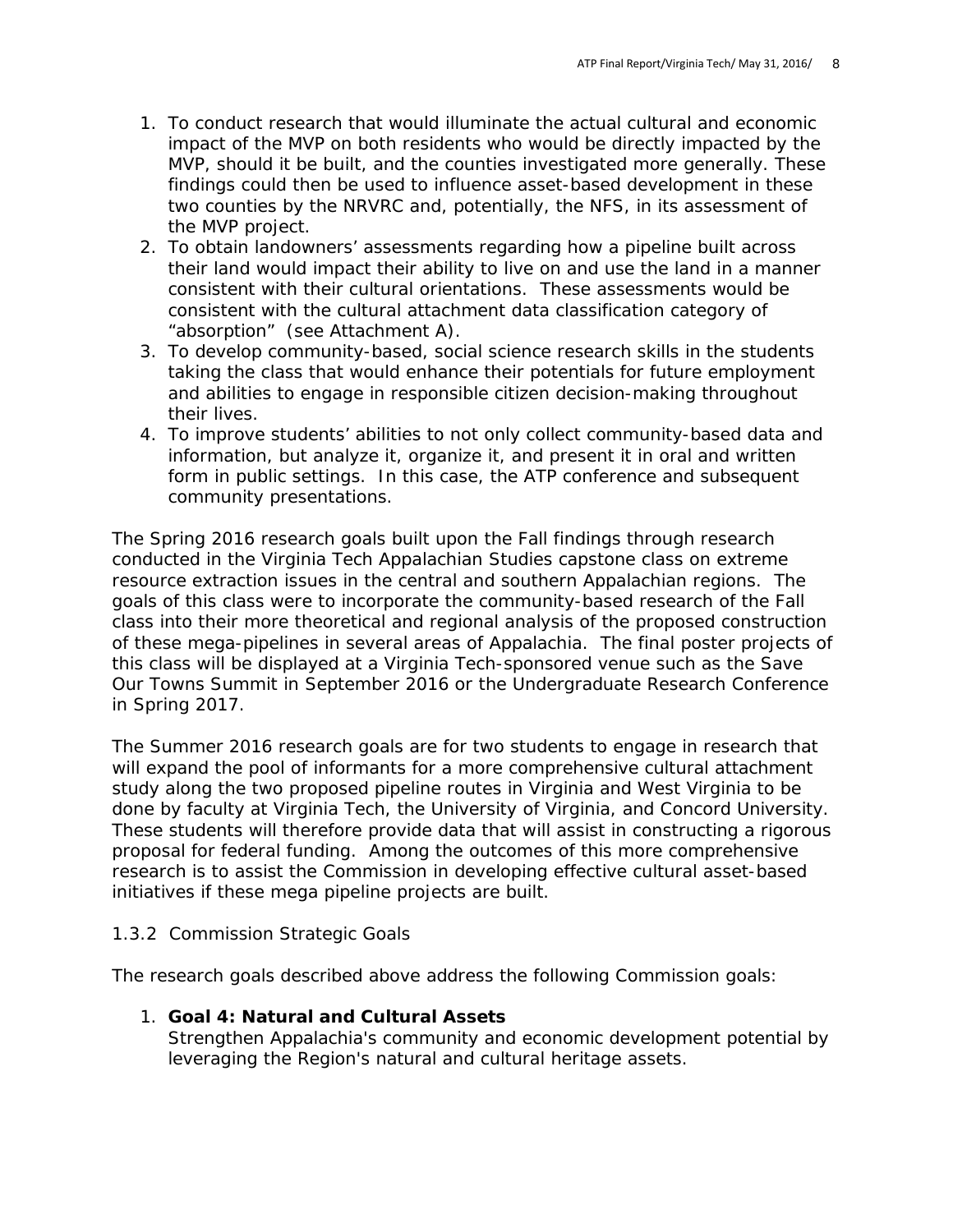1. To conduct research that would illuminate the actual cultural and economic impact of the MVP on both residents who would be directly impacted by the MVP, should it be built, and the counties investigated more generally. These findings could then be used to influence asset-based development in these two counties by the NRVRC and, potentially, the NFS, in its assessment of the MVP project.
2. To obtain landowners' assessments regarding how a pipeline built across their land would impact their ability to live on and use the land in a manner consistent with their cultural orientations. These assessments would be consistent with the cultural attachment data classification category of "absorption" (see Attachment A).
3. To develop community-based, social science research skills in the students taking the class that would enhance their potentials for future employment and abilities to engage in responsible citizen decision-making throughout their lives.
4. To improve students' abilities to not only collect community-based data and information, but analyze it, organize it, and present it in oral and written form in public settings. In this case, the ATP conference and subsequent community presentations.

The Spring 2016 research goals built upon the Fall findings through research conducted in the Virginia Tech Appalachian Studies capstone class on extreme resource extraction issues in the central and southern Appalachian regions. The goals of this class were to incorporate the community-based research of the Fall class into their more theoretical and regional analysis of the proposed construction of these mega-pipelines in several areas of Appalachia. The final poster projects of this class will be displayed at a Virginia Tech-sponsored venue such as the Save Our Towns Summit in September 2016 or the Undergraduate Research Conference in Spring 2017.

The Summer 2016 research goals are for two students to engage in research that will expand the pool of informants for a more comprehensive cultural attachment study along the two proposed pipeline routes in Virginia and West Virginia to be done by faculty at Virginia Tech, the University of Virginia, and Concord University. These students will therefore provide data that will assist in constructing a rigorous proposal for federal funding. Among the outcomes of this more comprehensive research is to assist the Commission in developing effective cultural asset-based initiatives if these mega pipeline projects are built.

### 1.3.2 Commission Strategic Goals

The research goals described above address the following Commission goals:

1. **Goal 4: Natural and Cultural Assets**
   Strengthen Appalachia's community and economic development potential by leveraging the Region's natural and cultural heritage assets.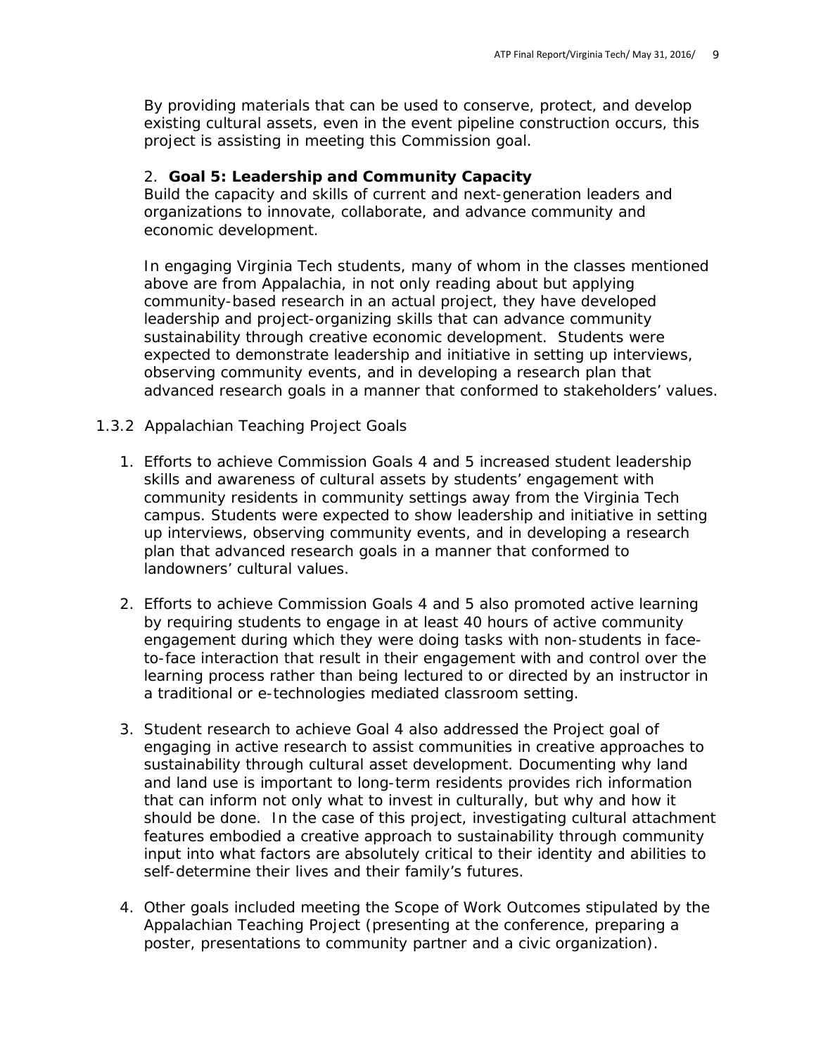By providing materials that can be used to conserve, protect, and develop existing cultural assets, even in the event pipeline construction occurs, this project is assisting in meeting this Commission goal.

2. **Goal 5: Leadership and Community Capacity**
Build the capacity and skills of current and next-generation leaders and organizations to innovate, collaborate, and advance community and economic development.

In engaging Virginia Tech students, many of whom in the classes mentioned above are from Appalachia, in not only reading about but applying community-based research in an actual project, they have developed leadership and project-organizing skills that can advance community sustainability through creative economic development. Students were expected to demonstrate leadership and initiative in setting up interviews, observing community events, and in developing a research plan that advanced research goals in a manner that conformed to stakeholders' values.

### 1.3.2 Appalachian Teaching Project Goals

1. Efforts to achieve Commission Goals 4 and 5 increased student leadership skills and awareness of cultural assets by students' engagement with community residents in community settings away from the Virginia Tech campus. Students were expected to show leadership and initiative in setting up interviews, observing community events, and in developing a research plan that advanced research goals in a manner that conformed to landowners' cultural values.

2. Efforts to achieve Commission Goals 4 and 5 also promoted active learning by requiring students to engage in at least 40 hours of active community engagement during which they were doing tasks with non-students in face-to-face interaction that result in their engagement with and control over the learning process rather than being lectured to or directed by an instructor in a traditional or e-technologies mediated classroom setting.

3. Student research to achieve Goal 4 also addressed the Project goal of engaging in active research to assist communities in creative approaches to sustainability through cultural asset development. Documenting why land and land use is important to long-term residents provides rich information that can inform not only what to invest in culturally, but why and how it should be done. In the case of this project, investigating cultural attachment features embodied a creative approach to sustainability through community input into what factors are absolutely critical to their identity and abilities to self-determine their lives and their family's futures.

4. Other goals included meeting the Scope of Work Outcomes stipulated by the Appalachian Teaching Project (presenting at the conference, preparing a poster, presentations to community partner and a civic organization).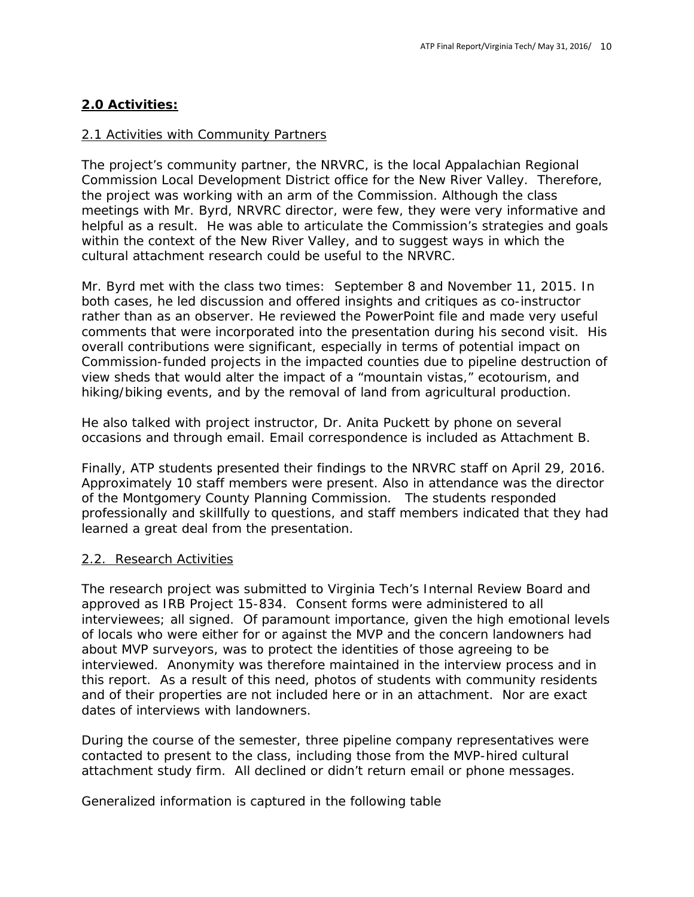## **2.0 Activities:**

### 2.1 Activities with Community Partners

The project's community partner, the NRVRC, is the local Appalachian Regional Commission Local Development District office for the New River Valley. Therefore, the project was working with an arm of the Commission. Although the class meetings with Mr. Byrd, NRVRC director, were few, they were very informative and helpful as a result. He was able to articulate the Commission's strategies and goals within the context of the New River Valley, and to suggest ways in which the cultural attachment research could be useful to the NRVRC.

Mr. Byrd met with the class two times: September 8 and November 11, 2015. In both cases, he led discussion and offered insights and critiques as co-instructor rather than as an observer. He reviewed the PowerPoint file and made very useful comments that were incorporated into the presentation during his second visit. His overall contributions were significant, especially in terms of potential impact on Commission-funded projects in the impacted counties due to pipeline destruction of view sheds that would alter the impact of a "mountain vistas," ecotourism, and hiking/biking events, and by the removal of land from agricultural production.

He also talked with project instructor, Dr. Anita Puckett by phone on several occasions and through email. Email correspondence is included as Attachment B.

Finally, ATP students presented their findings to the NRVRC staff on April 29, 2016. Approximately 10 staff members were present. Also in attendance was the director of the Montgomery County Planning Commission. The students responded professionally and skillfully to questions, and staff members indicated that they had learned a great deal from the presentation.

### 2.2. Research Activities

The research project was submitted to Virginia Tech's Internal Review Board and approved as IRB Project 15-834. Consent forms were administered to all interviewees; all signed. Of paramount importance, given the high emotional levels of locals who were either for or against the MVP and the concern landowners had about MVP surveyors, was to protect the identities of those agreeing to be interviewed. Anonymity was therefore maintained in the interview process and in this report. As a result of this need, photos of students with community residents and of their properties are not included here or in an attachment. Nor are exact dates of interviews with landowners.

During the course of the semester, three pipeline company representatives were contacted to present to the class, including those from the MVP-hired cultural attachment study firm. All declined or didn't return email or phone messages.

Generalized information is captured in the following table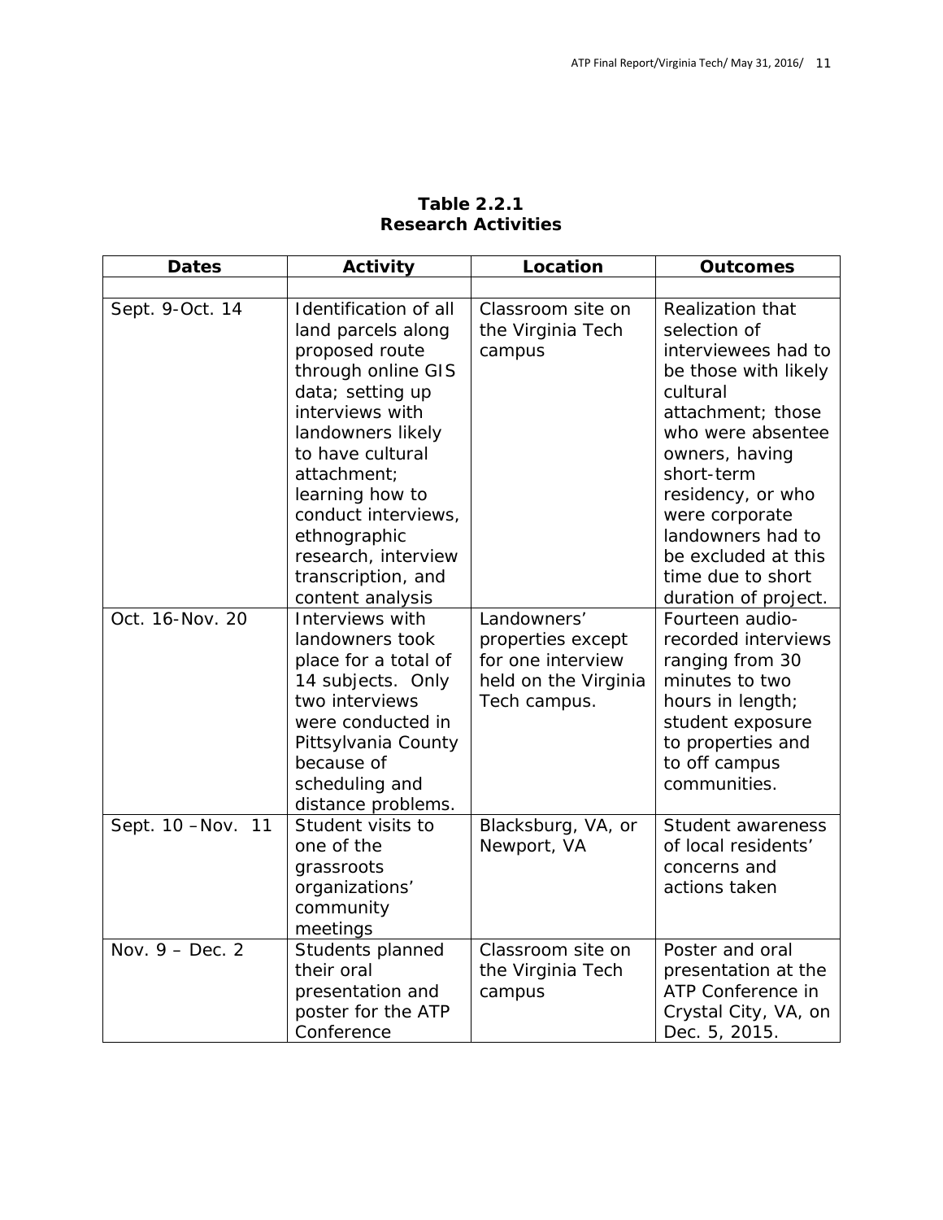**Table 2.2.1**
**Research Activities**

| Dates | Activity | Location | Outcomes |
|---|---|---|---|
| | | | |
| Sept. 9-Oct. 14 | Identification of all land parcels along proposed route through online GIS data; setting up interviews with landowners likely to have cultural attachment; learning how to conduct interviews, ethnographic research, interview transcription, and content analysis | Classroom site on the Virginia Tech campus | Realization that selection of interviewees had to be those with likely cultural attachment; those who were absentee owners, having short-term residency, or who were corporate landowners had to be excluded at this time due to short duration of project. |
| Oct. 16-Nov. 20 | Interviews with landowners took place for a total of 14 subjects. Only two interviews were conducted in Pittsylvania County because of scheduling and distance problems. | Landowners' properties except for one interview held on the Virginia Tech campus. | Fourteen audio-recorded interviews ranging from 30 minutes to two hours in length; student exposure to properties and to off campus communities. |
| Sept. 10 –Nov. 11 | Student visits to one of the grassroots organizations' community meetings | Blacksburg, VA, or Newport, VA | Student awareness of local residents' concerns and actions taken |
| Nov. 9 – Dec. 2 | Students planned their oral presentation and poster for the ATP Conference | Classroom site on the Virginia Tech campus | Poster and oral presentation at the ATP Conference in Crystal City, VA, on Dec. 5, 2015. |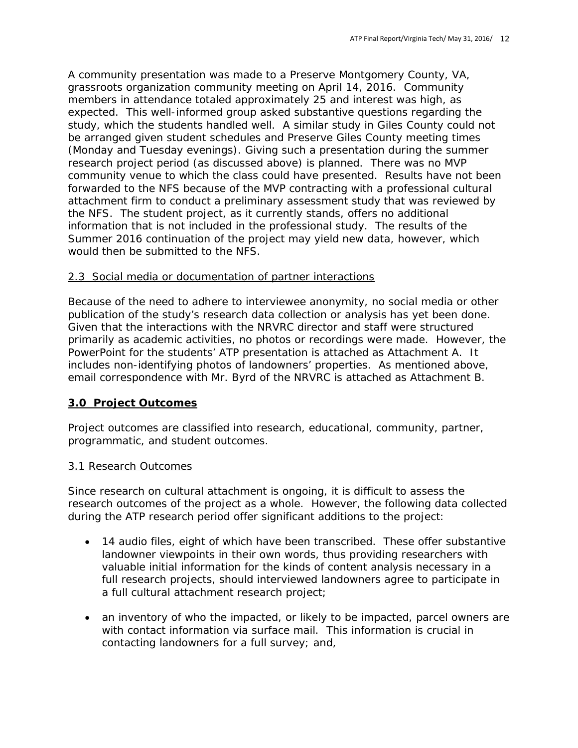A community presentation was made to a Preserve Montgomery County, VA, grassroots organization community meeting on April 14, 2016. Community members in attendance totaled approximately 25 and interest was high, as expected. This well-informed group asked substantive questions regarding the study, which the students handled well. A similar study in Giles County could not be arranged given student schedules and Preserve Giles County meeting times (Monday and Tuesday evenings). Giving such a presentation during the summer research project period (as discussed above) is planned. There was no MVP community venue to which the class could have presented. Results have not been forwarded to the NFS because of the MVP contracting with a professional cultural attachment firm to conduct a preliminary assessment study that was reviewed by the NFS. The student project, as it currently stands, offers no additional information that is not included in the professional study. The results of the Summer 2016 continuation of the project may yield new data, however, which would then be submitted to the NFS.

2.3 Social media or documentation of partner interactions

Because of the need to adhere to interviewee anonymity, no social media or other publication of the study's research data collection or analysis has yet been done. Given that the interactions with the NRVRC director and staff were structured primarily as academic activities, no photos or recordings were made. However, the PowerPoint for the students' ATP presentation is attached as Attachment A. It includes non-identifying photos of landowners' properties. As mentioned above, email correspondence with Mr. Byrd of the NRVRC is attached as Attachment B.

## 3.0 Project Outcomes

Project outcomes are classified into research, educational, community, partner, programmatic, and student outcomes.

### 3.1 Research Outcomes

Since research on cultural attachment is ongoing, it is difficult to assess the research outcomes of the project as a whole. However, the following data collected during the ATP research period offer significant additions to the project:

- 14 audio files, eight of which have been transcribed. These offer substantive landowner viewpoints in their own words, thus providing researchers with valuable initial information for the kinds of content analysis necessary in a full research projects, should interviewed landowners agree to participate in a full cultural attachment research project;
- an inventory of who the impacted, or likely to be impacted, parcel owners are with contact information via surface mail. This information is crucial in contacting landowners for a full survey; and,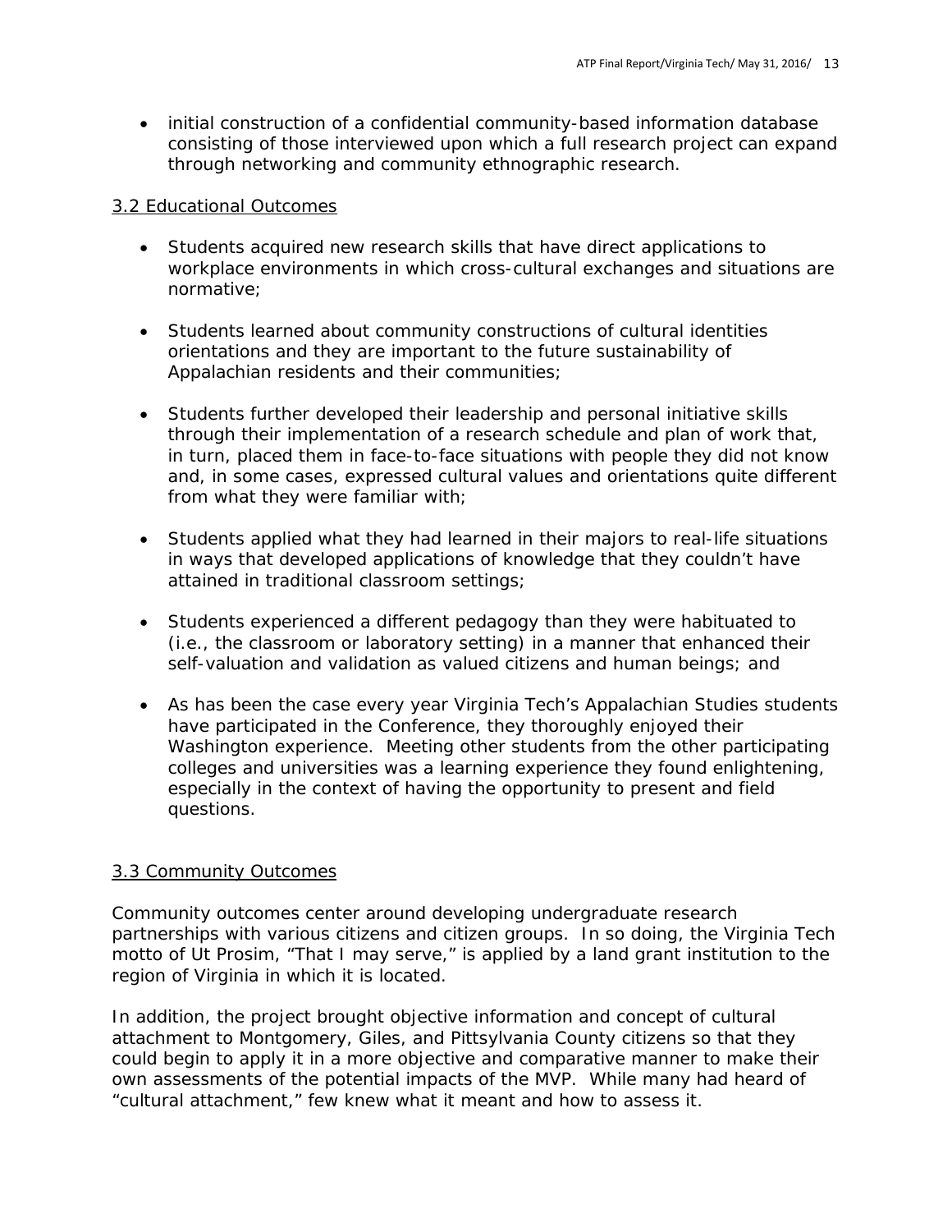- initial construction of a confidential community-based information database consisting of those interviewed upon which a full research project can expand through networking and community ethnographic research.

3.2 Educational Outcomes

- Students acquired new research skills that have direct applications to workplace environments in which cross-cultural exchanges and situations are normative;

- Students learned about community constructions of cultural identities orientations and they are important to the future sustainability of Appalachian residents and their communities;

- Students further developed their leadership and personal initiative skills through their implementation of a research schedule and plan of work that, in turn, placed them in face-to-face situations with people they did not know and, in some cases, expressed cultural values and orientations quite different from what they were familiar with;

- Students applied what they had learned in their majors to real-life situations in ways that developed applications of knowledge that they couldn't have attained in traditional classroom settings;

- Students experienced a different pedagogy than they were habituated to (i.e., the classroom or laboratory setting) in a manner that enhanced their self-valuation and validation as valued citizens and human beings; and

- As has been the case every year Virginia Tech's Appalachian Studies students have participated in the Conference, they thoroughly enjoyed their Washington experience. Meeting other students from the other participating colleges and universities was a learning experience they found enlightening, especially in the context of having the opportunity to present and field questions.

3.3 Community Outcomes

Community outcomes center around developing undergraduate research partnerships with various citizens and citizen groups. In so doing, the Virginia Tech motto of Ut Prosim, "That I may serve," is applied by a land grant institution to the region of Virginia in which it is located.

In addition, the project brought objective information and concept of cultural attachment to Montgomery, Giles, and Pittsylvania County citizens so that they could begin to apply it in a more objective and comparative manner to make their own assessments of the potential impacts of the MVP. While many had heard of "cultural attachment," few knew what it meant and how to assess it.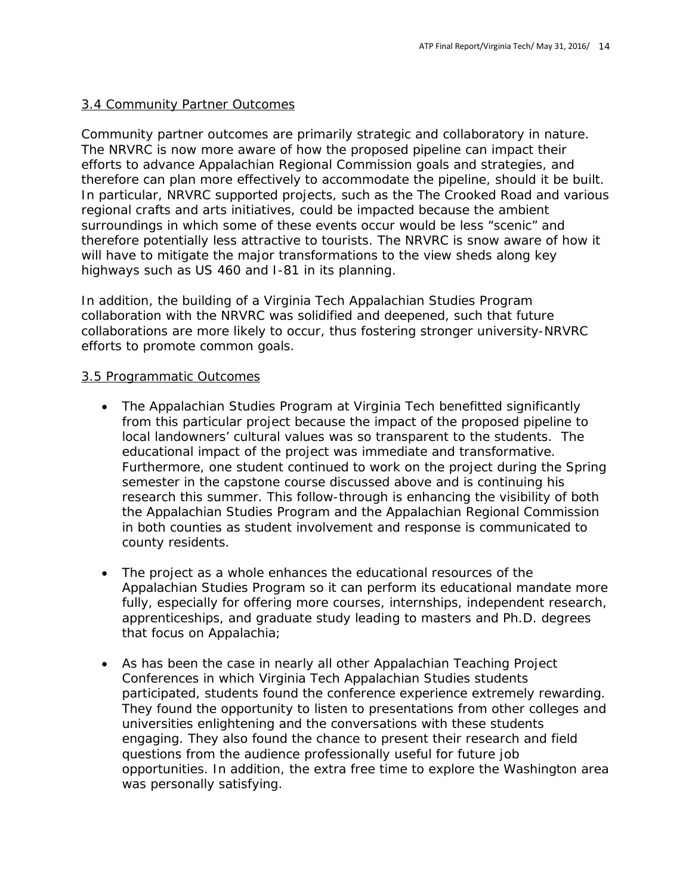### 3.4 Community Partner Outcomes

Community partner outcomes are primarily strategic and collaboratory in nature. The NRVRC is now more aware of how the proposed pipeline can impact their efforts to advance Appalachian Regional Commission goals and strategies, and therefore can plan more effectively to accommodate the pipeline, should it be built. In particular, NRVRC supported projects, such as the The Crooked Road and various regional crafts and arts initiatives, could be impacted because the ambient surroundings in which some of these events occur would be less "scenic" and therefore potentially less attractive to tourists. The NRVRC is snow aware of how it will have to mitigate the major transformations to the view sheds along key highways such as US 460 and I-81 in its planning.

In addition, the building of a Virginia Tech Appalachian Studies Program collaboration with the NRVRC was solidified and deepened, such that future collaborations are more likely to occur, thus fostering stronger university-NRVRC efforts to promote common goals.

### 3.5 Programmatic Outcomes

- The Appalachian Studies Program at Virginia Tech benefitted significantly from this particular project because the impact of the proposed pipeline to local landowners' cultural values was so transparent to the students. The educational impact of the project was immediate and transformative. Furthermore, one student continued to work on the project during the Spring semester in the capstone course discussed above and is continuing his research this summer. This follow-through is enhancing the visibility of both the Appalachian Studies Program and the Appalachian Regional Commission in both counties as student involvement and response is communicated to county residents.

- The project as a whole enhances the educational resources of the Appalachian Studies Program so it can perform its educational mandate more fully, especially for offering more courses, internships, independent research, apprenticeships, and graduate study leading to masters and Ph.D. degrees that focus on Appalachia;

- As has been the case in nearly all other Appalachian Teaching Project Conferences in which Virginia Tech Appalachian Studies students participated, students found the conference experience extremely rewarding. They found the opportunity to listen to presentations from other colleges and universities enlightening and the conversations with these students engaging. They also found the chance to present their research and field questions from the audience professionally useful for future job opportunities. In addition, the extra free time to explore the Washington area was personally satisfying.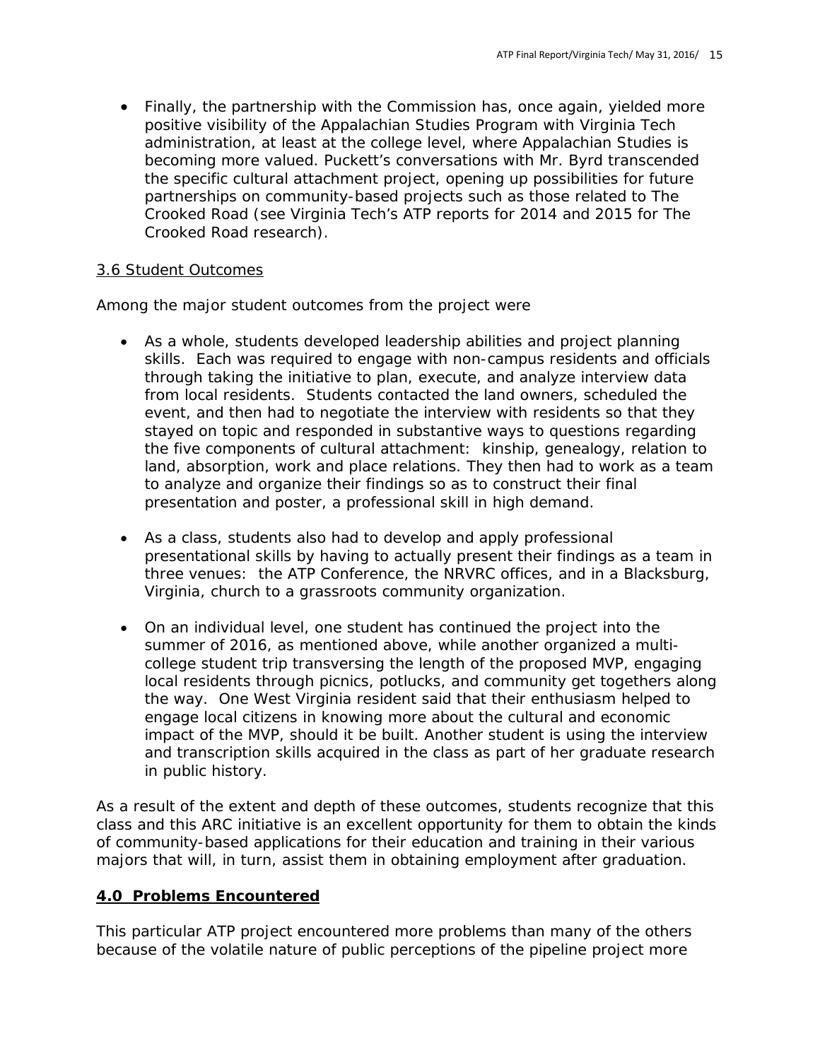- Finally, the partnership with the Commission has, once again, yielded more positive visibility of the Appalachian Studies Program with Virginia Tech administration, at least at the college level, where Appalachian Studies is becoming more valued. Puckett's conversations with Mr. Byrd transcended the specific cultural attachment project, opening up possibilities for future partnerships on community-based projects such as those related to The Crooked Road (see Virginia Tech's ATP reports for 2014 and 2015 for The Crooked Road research).

### 3.6 Student Outcomes

Among the major student outcomes from the project were

- As a whole, students developed leadership abilities and project planning skills. Each was required to engage with non-campus residents and officials through taking the initiative to plan, execute, and analyze interview data from local residents. Students contacted the land owners, scheduled the event, and then had to negotiate the interview with residents so that they stayed on topic and responded in substantive ways to questions regarding the five components of cultural attachment: kinship, genealogy, relation to land, absorption, work and place relations. They then had to work as a team to analyze and organize their findings so as to construct their final presentation and poster, a professional skill in high demand.

- As a class, students also had to develop and apply professional presentational skills by having to actually present their findings as a team in three venues: the ATP Conference, the NRVRC offices, and in a Blacksburg, Virginia, church to a grassroots community organization.

- On an individual level, one student has continued the project into the summer of 2016, as mentioned above, while another organized a multi-college student trip transversing the length of the proposed MVP, engaging local residents through picnics, potlucks, and community get togethers along the way. One West Virginia resident said that their enthusiasm helped to engage local citizens in knowing more about the cultural and economic impact of the MVP, should it be built. Another student is using the interview and transcription skills acquired in the class as part of her graduate research in public history.

As a result of the extent and depth of these outcomes, students recognize that this class and this ARC initiative is an excellent opportunity for them to obtain the kinds of community-based applications for their education and training in their various majors that will, in turn, assist them in obtaining employment after graduation.

## 4.0 Problems Encountered

This particular ATP project encountered more problems than many of the others because of the volatile nature of public perceptions of the pipeline project more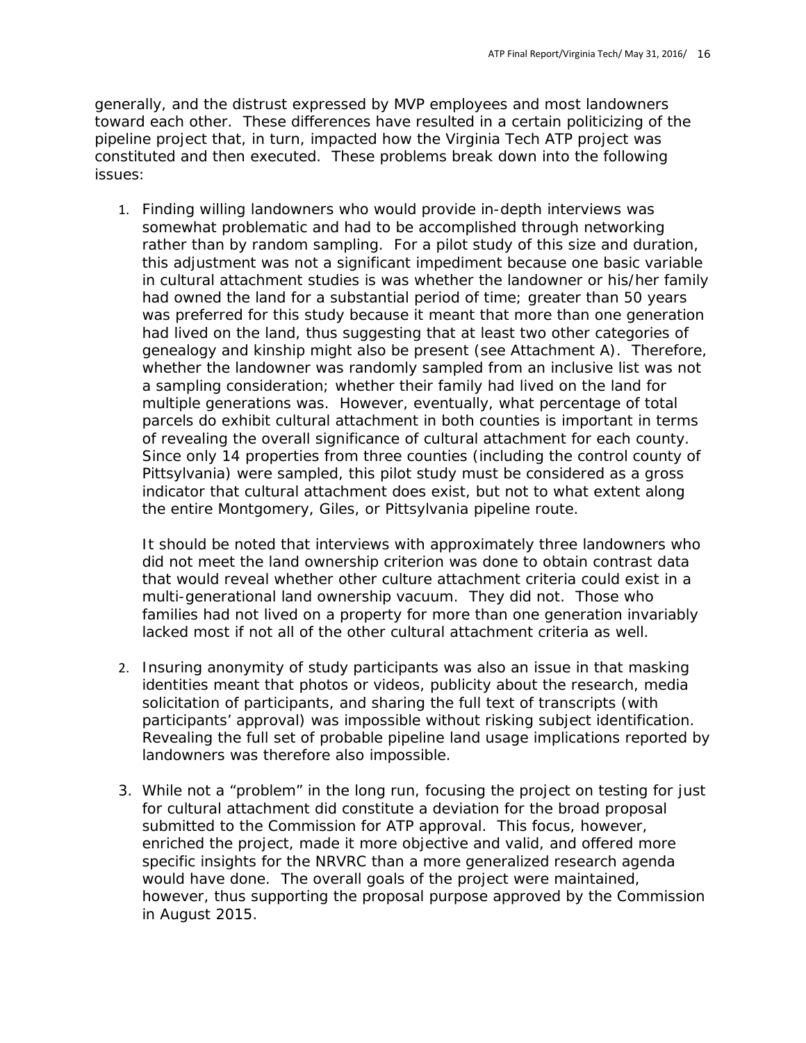generally, and the distrust expressed by MVP employees and most landowners toward each other. These differences have resulted in a certain politicizing of the pipeline project that, in turn, impacted how the Virginia Tech ATP project was constituted and then executed. These problems break down into the following issues:

1. Finding willing landowners who would provide in-depth interviews was somewhat problematic and had to be accomplished through networking rather than by random sampling. For a pilot study of this size and duration, this adjustment was not a significant impediment because one basic variable in cultural attachment studies is was whether the landowner or his/her family had owned the land for a substantial period of time; greater than 50 years was preferred for this study because it meant that more than one generation had lived on the land, thus suggesting that at least two other categories of genealogy and kinship might also be present (see Attachment A). Therefore, whether the landowner was randomly sampled from an inclusive list was not a sampling consideration; whether their family had lived on the land for multiple generations was. However, eventually, what percentage of total parcels do exhibit cultural attachment in both counties is important in terms of revealing the overall significance of cultural attachment for each county. Since only 14 properties from three counties (including the control county of Pittsylvania) were sampled, this pilot study must be considered as a gross indicator that cultural attachment does exist, but not to what extent along the entire Montgomery, Giles, or Pittsylvania pipeline route.

   It should be noted that interviews with approximately three landowners who did not meet the land ownership criterion was done to obtain contrast data that would reveal whether other culture attachment criteria could exist in a multi-generational land ownership vacuum. They did not. Those who families had not lived on a property for more than one generation invariably lacked most if not all of the other cultural attachment criteria as well.

2. Insuring anonymity of study participants was also an issue in that masking identities meant that photos or videos, publicity about the research, media solicitation of participants, and sharing the full text of transcripts (with participants' approval) was impossible without risking subject identification. Revealing the full set of probable pipeline land usage implications reported by landowners was therefore also impossible.

3. While not a "problem" in the long run, focusing the project on testing for just for cultural attachment did constitute a deviation for the broad proposal submitted to the Commission for ATP approval. This focus, however, enriched the project, made it more objective and valid, and offered more specific insights for the NRVRC than a more generalized research agenda would have done. The overall goals of the project were maintained, however, thus supporting the proposal purpose approved by the Commission in August 2015.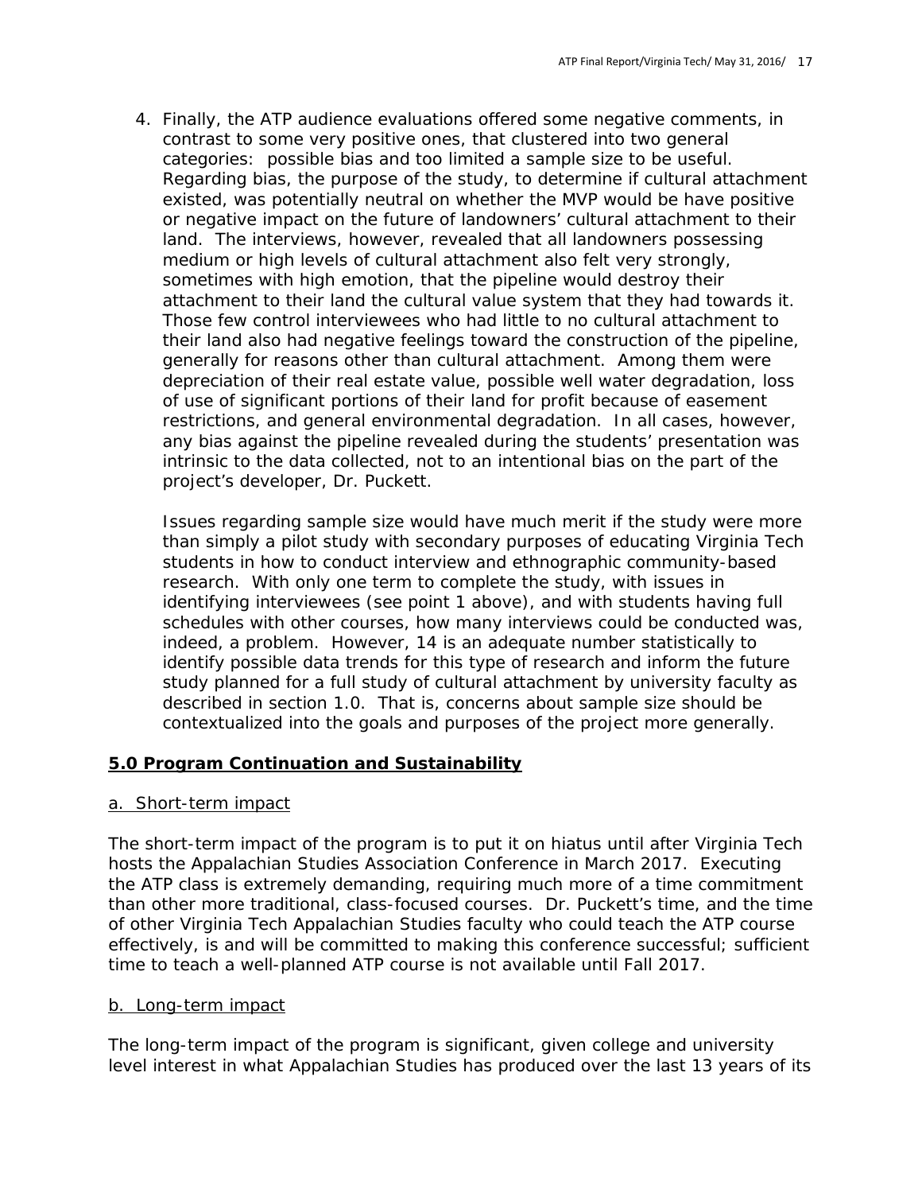4. Finally, the ATP audience evaluations offered some negative comments, in contrast to some very positive ones, that clustered into two general categories: possible bias and too limited a sample size to be useful. Regarding bias, the purpose of the study, to determine if cultural attachment existed, was potentially neutral on whether the MVP would be have positive or negative impact on the future of landowners' cultural attachment to their land. The interviews, however, revealed that all landowners possessing medium or high levels of cultural attachment also felt very strongly, sometimes with high emotion, that the pipeline would destroy their attachment to their land the cultural value system that they had towards it. Those few control interviewees who had little to no cultural attachment to their land also had negative feelings toward the construction of the pipeline, generally for reasons other than cultural attachment. Among them were depreciation of their real estate value, possible well water degradation, loss of use of significant portions of their land for profit because of easement restrictions, and general environmental degradation. In all cases, however, any bias against the pipeline revealed during the students' presentation was intrinsic to the data collected, not to an intentional bias on the part of the project's developer, Dr. Puckett.

   Issues regarding sample size would have much merit if the study were more than simply a pilot study with secondary purposes of educating Virginia Tech students in how to conduct interview and ethnographic community-based research. With only one term to complete the study, with issues in identifying interviewees (see point 1 above), and with students having full schedules with other courses, how many interviews could be conducted was, indeed, a problem. However, 14 is an adequate number statistically to identify possible data trends for this type of research and inform the future study planned for a full study of cultural attachment by university faculty as described in section 1.0. That is, concerns about sample size should be contextualized into the goals and purposes of the project more generally.

## 5.0 Program Continuation and Sustainability

### a. Short-term impact

The short-term impact of the program is to put it on hiatus until after Virginia Tech hosts the Appalachian Studies Association Conference in March 2017. Executing the ATP class is extremely demanding, requiring much more of a time commitment than other more traditional, class-focused courses. Dr. Puckett's time, and the time of other Virginia Tech Appalachian Studies faculty who could teach the ATP course effectively, is and will be committed to making this conference successful; sufficient time to teach a well-planned ATP course is not available until Fall 2017.

### b. Long-term impact

The long-term impact of the program is significant, given college and university level interest in what Appalachian Studies has produced over the last 13 years of its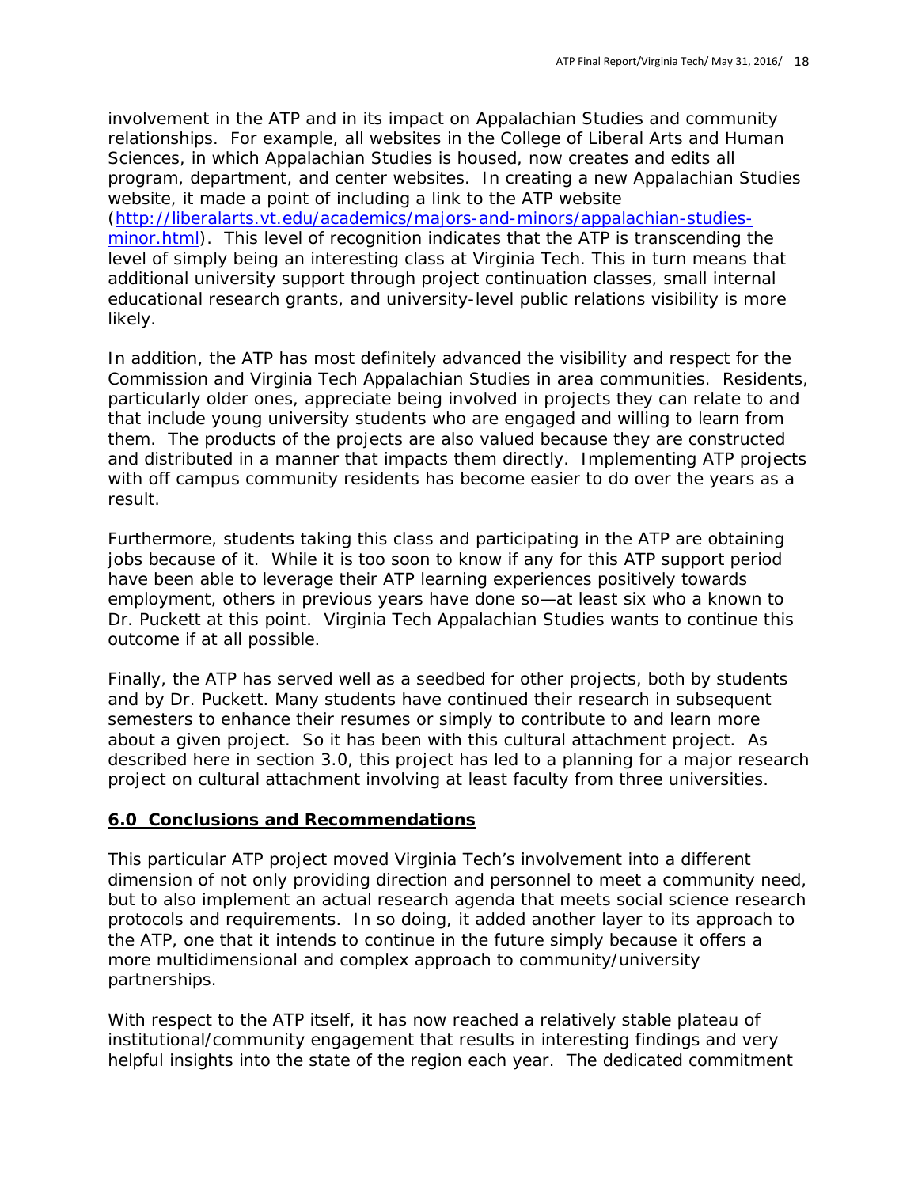involvement in the ATP and in its impact on Appalachian Studies and community relationships. For example, all websites in the College of Liberal Arts and Human Sciences, in which Appalachian Studies is housed, now creates and edits all program, department, and center websites. In creating a new Appalachian Studies website, it made a point of including a link to the ATP website ([http://liberalarts.vt.edu/academics/majors-and-minors/appalachian-studies-minor.html](http://liberalarts.vt.edu/academics/majors-and-minors/appalachian-studies-minor.html)). This level of recognition indicates that the ATP is transcending the level of simply being an interesting class at Virginia Tech. This in turn means that additional university support through project continuation classes, small internal educational research grants, and university-level public relations visibility is more likely.

In addition, the ATP has most definitely advanced the visibility and respect for the Commission and Virginia Tech Appalachian Studies in area communities. Residents, particularly older ones, appreciate being involved in projects they can relate to and that include young university students who are engaged and willing to learn from them. The products of the projects are also valued because they are constructed and distributed in a manner that impacts them directly. Implementing ATP projects with off campus community residents has become easier to do over the years as a result.

Furthermore, students taking this class and participating in the ATP are obtaining jobs because of it. While it is too soon to know if any for this ATP support period have been able to leverage their ATP learning experiences positively towards employment, others in previous years have done so—at least six who a known to Dr. Puckett at this point. Virginia Tech Appalachian Studies wants to continue this outcome if at all possible.

Finally, the ATP has served well as a seedbed for other projects, both by students and by Dr. Puckett. Many students have continued their research in subsequent semesters to enhance their resumes or simply to contribute to and learn more about a given project. So it has been with this cultural attachment project. As described here in section 3.0, this project has led to a planning for a major research project on cultural attachment involving at least faculty from three universities.

## 6.0 Conclusions and Recommendations

This particular ATP project moved Virginia Tech's involvement into a different dimension of not only providing direction and personnel to meet a community need, but to also implement an actual research agenda that meets social science research protocols and requirements. In so doing, it added another layer to its approach to the ATP, one that it intends to continue in the future simply because it offers a more multidimensional and complex approach to community/university partnerships.

With respect to the ATP itself, it has now reached a relatively stable plateau of institutional/community engagement that results in interesting findings and very helpful insights into the state of the region each year. The dedicated commitment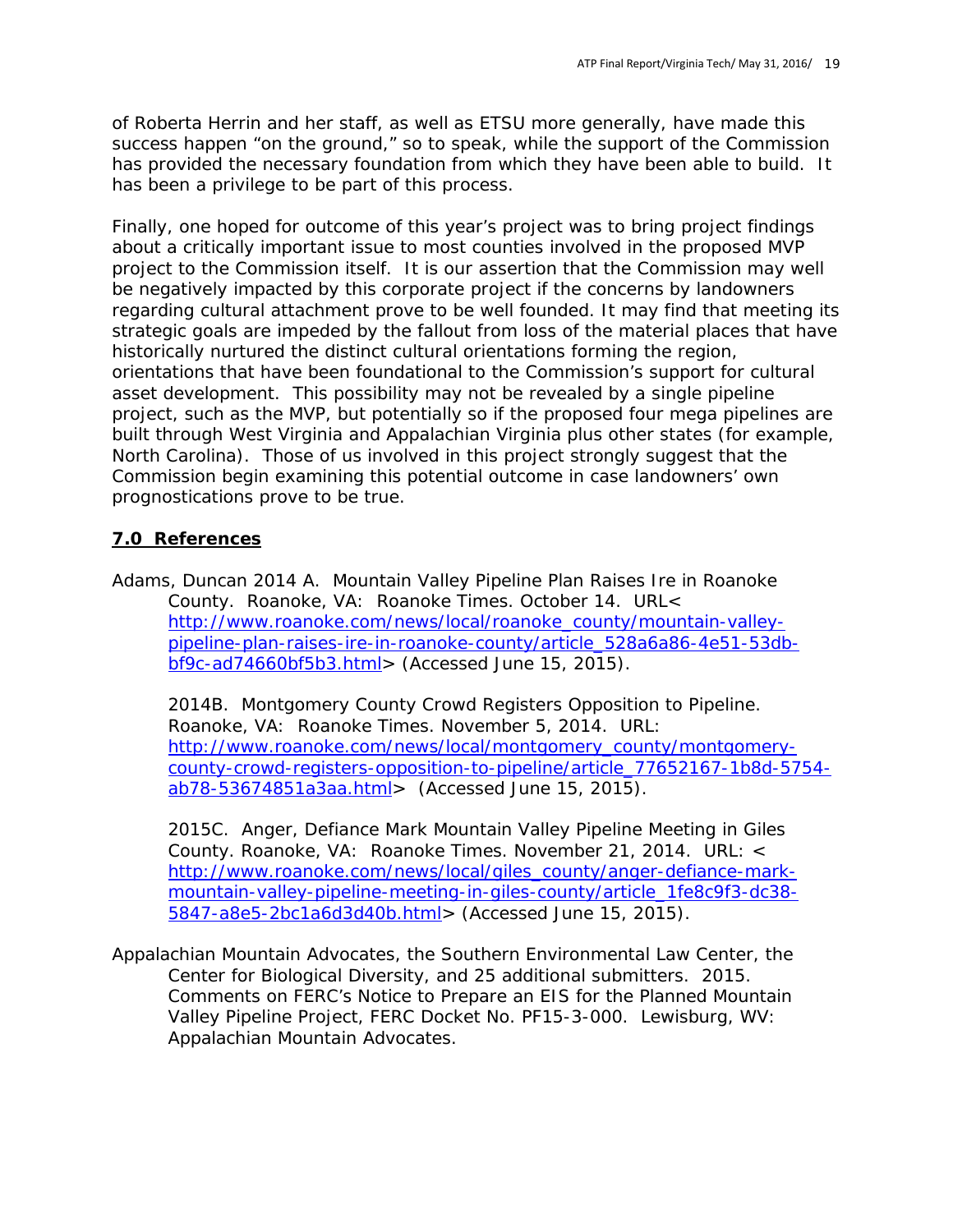of Roberta Herrin and her staff, as well as ETSU more generally, have made this success happen "on the ground," so to speak, while the support of the Commission has provided the necessary foundation from which they have been able to build. It has been a privilege to be part of this process.

Finally, one hoped for outcome of this year's project was to bring project findings about a critically important issue to most counties involved in the proposed MVP project to the Commission itself. It is our assertion that the Commission may well be negatively impacted by this corporate project if the concerns by landowners regarding cultural attachment prove to be well founded. It may find that meeting its strategic goals are impeded by the fallout from loss of the material places that have historically nurtured the distinct cultural orientations forming the region, orientations that have been foundational to the Commission's support for cultural asset development. This possibility may not be revealed by a single pipeline project, such as the MVP, but potentially so if the proposed four mega pipelines are built through West Virginia and Appalachian Virginia plus other states (for example, North Carolina). Those of us involved in this project strongly suggest that the Commission begin examining this potential outcome in case landowners' own prognostications prove to be true.

## **7.0 References**

Adams, Duncan 2014 A. Mountain Valley Pipeline Plan Raises Ire in Roanoke County. Roanoke, VA: Roanoke Times. October 14. URL< http://www.roanoke.com/news/local/roanoke_county/mountain-valley-pipeline-plan-raises-ire-in-roanoke-county/article_528a6a86-4e51-53db-bf9c-ad74660bf5b3.html> (Accessed June 15, 2015).

2014B. Montgomery County Crowd Registers Opposition to Pipeline. Roanoke, VA: Roanoke Times. November 5, 2014. URL: http://www.roanoke.com/news/local/montgomery_county/montgomery-county-crowd-registers-opposition-to-pipeline/article_77652167-1b8d-5754-ab78-53674851a3aa.html> (Accessed June 15, 2015).

2015C. Anger, Defiance Mark Mountain Valley Pipeline Meeting in Giles County. Roanoke, VA: Roanoke Times. November 21, 2014. URL: < http://www.roanoke.com/news/local/giles_county/anger-defiance-mark-mountain-valley-pipeline-meeting-in-giles-county/article_1fe8c9f3-dc38-5847-a8e5-2bc1a6d3d40b.html> (Accessed June 15, 2015).

Appalachian Mountain Advocates, the Southern Environmental Law Center, the Center for Biological Diversity, and 25 additional submitters. 2015. Comments on FERC's Notice to Prepare an EIS for the Planned Mountain Valley Pipeline Project, FERC Docket No. PF15-3-000. Lewisburg, WV: Appalachian Mountain Advocates.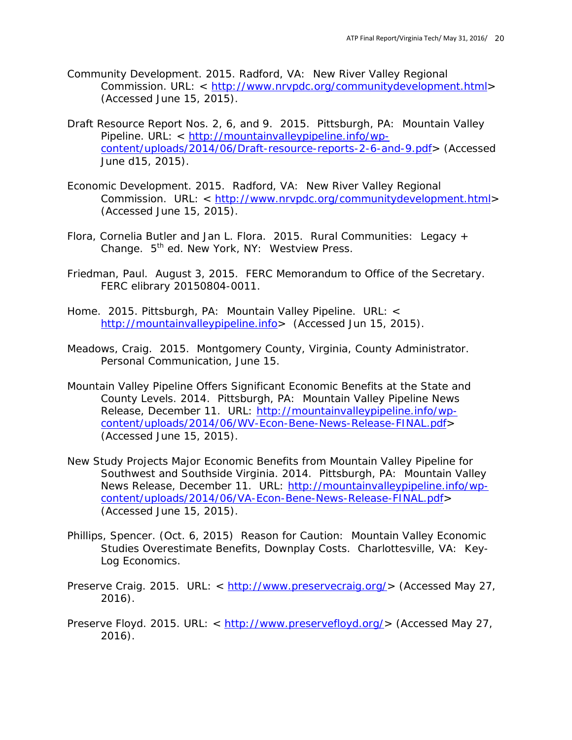Community Development. 2015. Radford, VA: New River Valley Regional Commission. URL: < http://www.nrvpdc.org/communitydevelopment.html> (Accessed June 15, 2015).

Draft Resource Report Nos. 2, 6, and 9. 2015. Pittsburgh, PA: Mountain Valley Pipeline. URL: < http://mountainvalleypipeline.info/wp-content/uploads/2014/06/Draft-resource-reports-2-6-and-9.pdf> (Accessed June d15, 2015).

Economic Development. 2015. Radford, VA: New River Valley Regional Commission. URL: < http://www.nrvpdc.org/communitydevelopment.html> (Accessed June 15, 2015).

Flora, Cornelia Butler and Jan L. Flora. 2015. Rural Communities: Legacy + Change. 5th ed. New York, NY: Westview Press.

Friedman, Paul. August 3, 2015. FERC Memorandum to Office of the Secretary. FERC elibrary 20150804-0011.

Home. 2015. Pittsburgh, PA: Mountain Valley Pipeline. URL: < http://mountainvalleypipeline.info> (Accessed Jun 15, 2015).

Meadows, Craig. 2015. Montgomery County, Virginia, County Administrator. Personal Communication, June 15.

Mountain Valley Pipeline Offers Significant Economic Benefits at the State and County Levels. 2014. Pittsburgh, PA: Mountain Valley Pipeline News Release, December 11. URL: http://mountainvalleypipeline.info/wp-content/uploads/2014/06/WV-Econ-Bene-News-Release-FINAL.pdf> (Accessed June 15, 2015).

New Study Projects Major Economic Benefits from Mountain Valley Pipeline for Southwest and Southside Virginia. 2014. Pittsburgh, PA: Mountain Valley News Release, December 11. URL: http://mountainvalleypipeline.info/wp-content/uploads/2014/06/VA-Econ-Bene-News-Release-FINAL.pdf> (Accessed June 15, 2015).

Phillips, Spencer. (Oct. 6, 2015) Reason for Caution: Mountain Valley Economic Studies Overestimate Benefits, Downplay Costs. Charlottesville, VA: Key-Log Economics.

Preserve Craig. 2015. URL: < http://www.preservecraig.org/> (Accessed May 27, 2016).

Preserve Floyd. 2015. URL: < http://www.preservefloyd.org/> (Accessed May 27, 2016).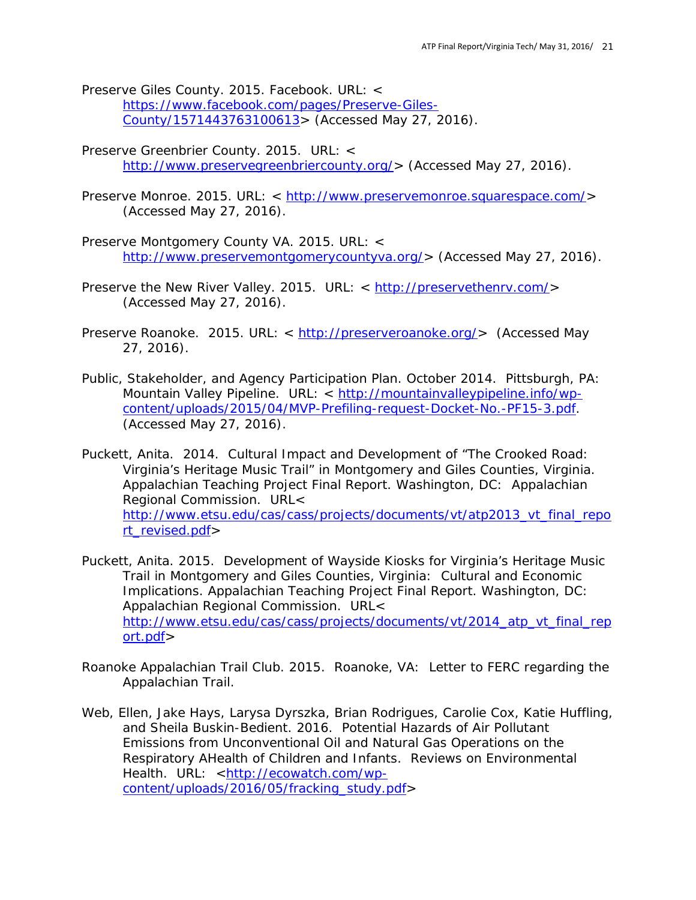Preserve Giles County. 2015. Facebook. URL: < https://www.facebook.com/pages/Preserve-Giles-County/1571443763100613> (Accessed May 27, 2016).

Preserve Greenbrier County. 2015. URL: < http://www.preservegreenbriercounty.org/> (Accessed May 27, 2016).

Preserve Monroe. 2015. URL: < http://www.preservemonroe.squarespace.com/> (Accessed May 27, 2016).

Preserve Montgomery County VA. 2015. URL: < http://www.preservemontgomerycountyva.org/> (Accessed May 27, 2016).

Preserve the New River Valley. 2015. URL: < http://preservethenrv.com/> (Accessed May 27, 2016).

Preserve Roanoke. 2015. URL: < http://preserveroanoke.org/> (Accessed May 27, 2016).

Public, Stakeholder, and Agency Participation Plan. October 2014. Pittsburgh, PA: Mountain Valley Pipeline. URL: < http://mountainvalleypipeline.info/wp-content/uploads/2015/04/MVP-Prefiling-request-Docket-No.-PF15-3.pdf. (Accessed May 27, 2016).

Puckett, Anita. 2014. Cultural Impact and Development of "The Crooked Road: Virginia's Heritage Music Trail" in Montgomery and Giles Counties, Virginia. Appalachian Teaching Project Final Report. Washington, DC: Appalachian Regional Commission. URL< http://www.etsu.edu/cas/cass/projects/documents/vt/atp2013_vt_final_report_revised.pdf>

Puckett, Anita. 2015. Development of Wayside Kiosks for Virginia's Heritage Music Trail in Montgomery and Giles Counties, Virginia: Cultural and Economic Implications. Appalachian Teaching Project Final Report. Washington, DC: Appalachian Regional Commission. URL< http://www.etsu.edu/cas/cass/projects/documents/vt/2014_atp_vt_final_report.pdf>

Roanoke Appalachian Trail Club. 2015. Roanoke, VA: Letter to FERC regarding the Appalachian Trail.

Web, Ellen, Jake Hays, Larysa Dyrszka, Brian Rodrigues, Carolie Cox, Katie Huffling, and Sheila Buskin-Bedient. 2016. Potential Hazards of Air Pollutant Emissions from Unconventional Oil and Natural Gas Operations on the Respiratory AHealth of Children and Infants. Reviews on Environmental Health. URL: <http://ecowatch.com/wp-content/uploads/2016/05/fracking_study.pdf>